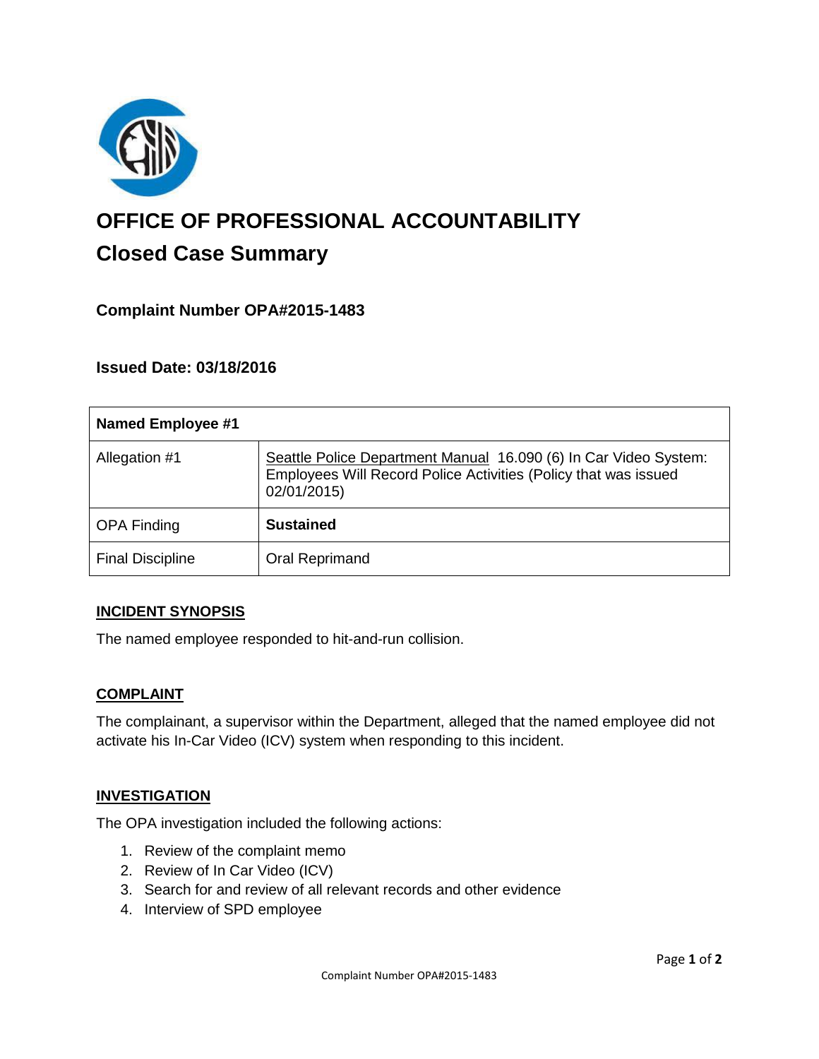# OFFICE OF PROFESSIONAL ACCOUNTABILITY

## Closed Case Summary

### Complaint Number OPA#2015-1483

### Issued Date: 03/18/2016

| Named Employee #1 | |
|---|---|
| Allegation #1 | Seattle Police Department Manual 16.090 (6) In Car Video System: Employees Will Record Police Activities (Policy that was issued 02/01/2015) |
| OPA Finding | **Sustained** |
| Final Discipline | Oral Reprimand |

**INCIDENT SYNOPSIS**

The named employee responded to hit-and-run collision.

**COMPLAINT**

The complainant, a supervisor within the Department, alleged that the named employee did not activate his In-Car Video (ICV) system when responding to this incident.

**INVESTIGATION**

The OPA investigation included the following actions:

1. Review of the complaint memo
2. Review of In Car Video (ICV)
3. Search for and review of all relevant records and other evidence
4. Interview of SPD employee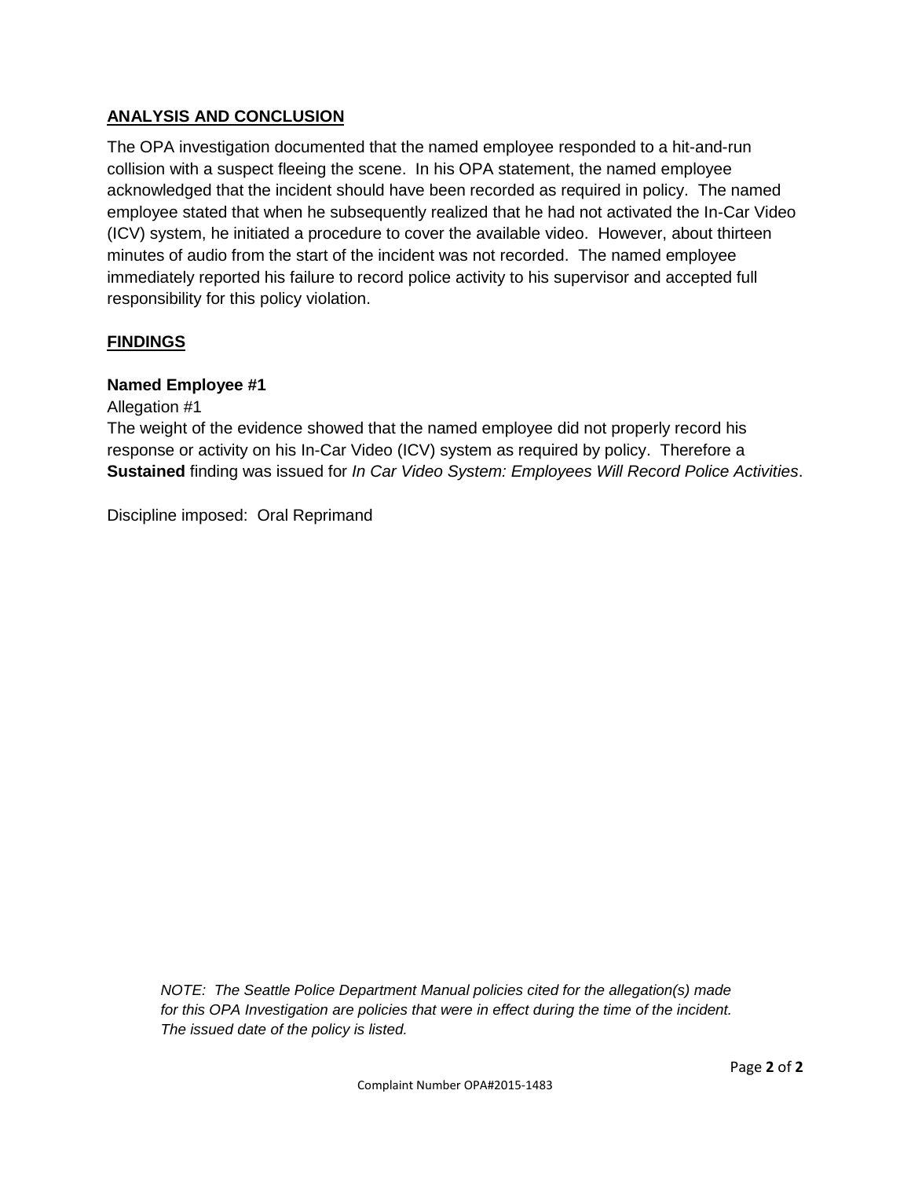## ANALYSIS AND CONCLUSION

The OPA investigation documented that the named employee responded to a hit-and-run collision with a suspect fleeing the scene. In his OPA statement, the named employee acknowledged that the incident should have been recorded as required in policy. The named employee stated that when he subsequently realized that he had not activated the In-Car Video (ICV) system, he initiated a procedure to cover the available video. However, about thirteen minutes of audio from the start of the incident was not recorded. The named employee immediately reported his failure to record police activity to his supervisor and accepted full responsibility for this policy violation.

## FINDINGS

**Named Employee #1**

Allegation #1

The weight of the evidence showed that the named employee did not properly record his response or activity on his In-Car Video (ICV) system as required by policy. Therefore a **Sustained** finding was issued for *In Car Video System: Employees Will Record Police Activities*.

Discipline imposed: Oral Reprimand

*NOTE: The Seattle Police Department Manual policies cited for the allegation(s) made for this OPA Investigation are policies that were in effect during the time of the incident. The issued date of the policy is listed.*

Complaint Number OPA#2015-1483